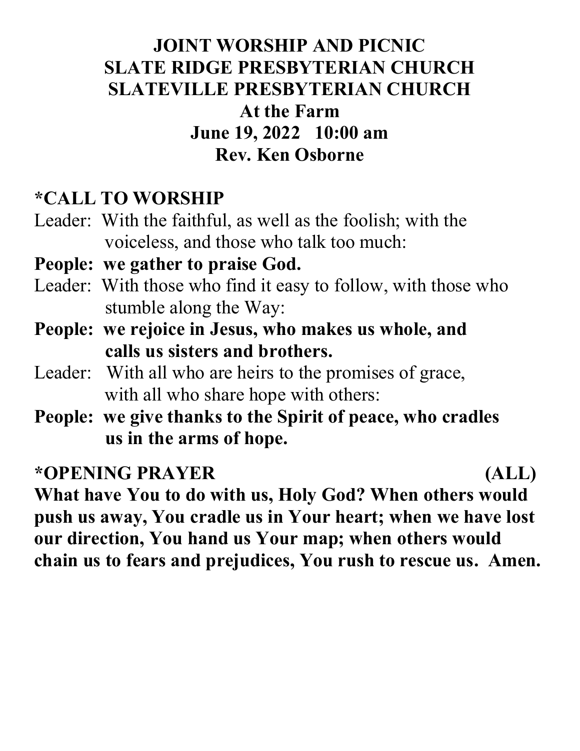# JOINT WORSHIP AND PICNIC
# SLATE RIDGE PRESBYTERIAN CHURCH
# SLATEVILLE PRESBYTERIAN CHURCH
## At the Farm
## June 19, 2022 10:00 am
## Rev. Ken Osborne

## *CALL TO WORSHIP

Leader: With the faithful, as well as the foolish; with the voiceless, and those who talk too much:

**People: we gather to praise God.**

Leader: With those who find it easy to follow, with those who stumble along the Way:

**People: we rejoice in Jesus, who makes us whole, and calls us sisters and brothers.**

Leader: With all who are heirs to the promises of grace, with all who share hope with others:

**People: we give thanks to the Spirit of peace, who cradles us in the arms of hope.**

## *OPENING PRAYER (ALL)

**What have You to do with us, Holy God? When others would push us away, You cradle us in Your heart; when we have lost our direction, You hand us Your map; when others would chain us to fears and prejudices, You rush to rescue us. Amen.**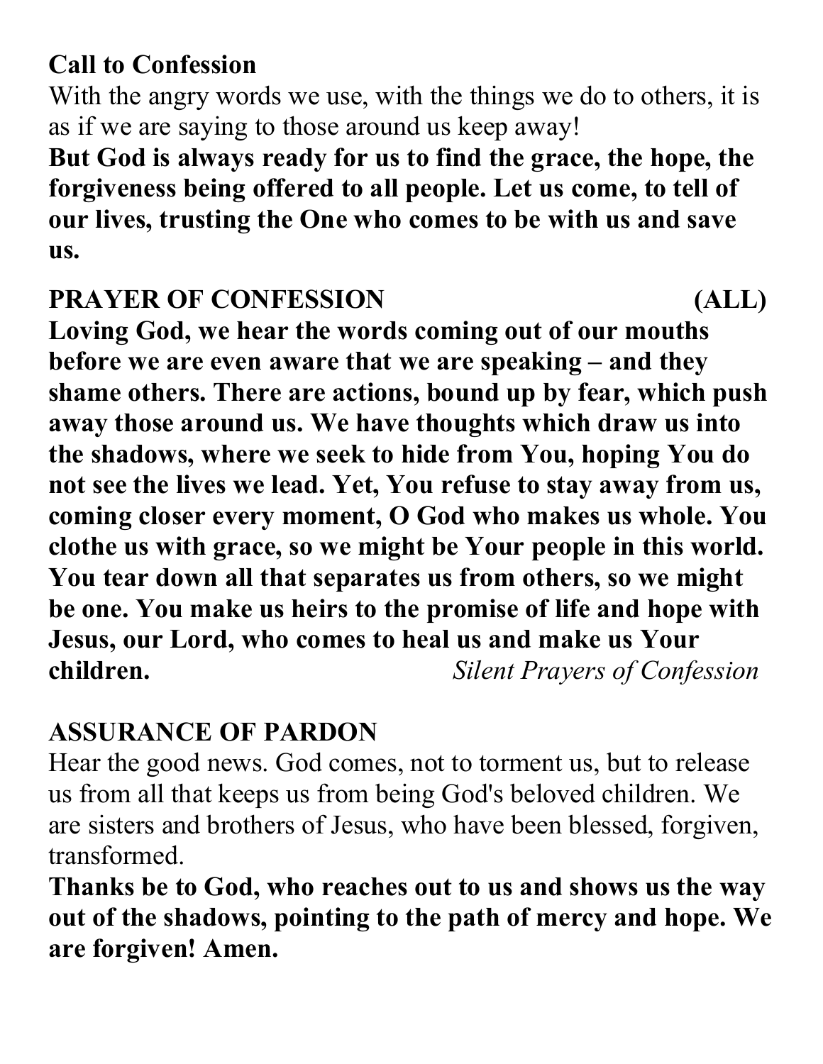**Call to Confession**

With the angry words we use, with the things we do to others, it is as if we are saying to those around us keep away!

**But God is always ready for us to find the grace, the hope, the forgiveness being offered to all people. Let us come, to tell of our lives, trusting the One who comes to be with us and save us.**

**PRAYER OF CONFESSION (ALL)**

**Loving God, we hear the words coming out of our mouths before we are even aware that we are speaking – and they shame others. There are actions, bound up by fear, which push away those around us. We have thoughts which draw us into the shadows, where we seek to hide from You, hoping You do not see the lives we lead. Yet, You refuse to stay away from us, coming closer every moment, O God who makes us whole. You clothe us with grace, so we might be Your people in this world. You tear down all that separates us from others, so we might be one. You make us heirs to the promise of life and hope with Jesus, our Lord, who comes to heal us and make us Your children.** *Silent Prayers of Confession*

**ASSURANCE OF PARDON**

Hear the good news. God comes, not to torment us, but to release us from all that keeps us from being God's beloved children. We are sisters and brothers of Jesus, who have been blessed, forgiven, transformed.

**Thanks be to God, who reaches out to us and shows us the way out of the shadows, pointing to the path of mercy and hope. We are forgiven! Amen.**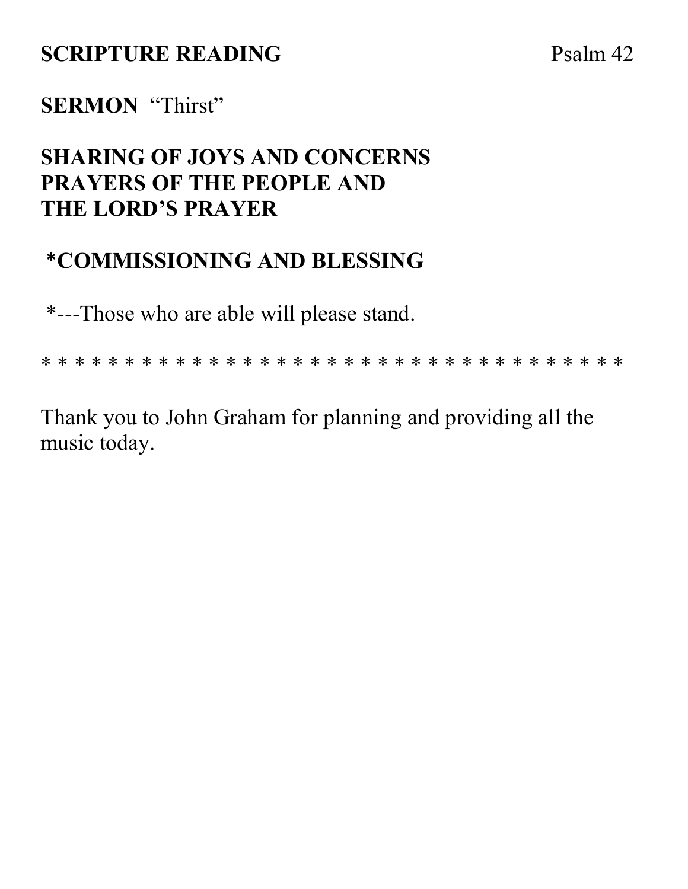**SCRIPTURE READING** Psalm 42

**SERMON** "Thirst"

**SHARING OF JOYS AND CONCERNS**
**PRAYERS OF THE PEOPLE AND**
**THE LORD'S PRAYER**

**\*COMMISSIONING AND BLESSING**

*---Those who are able will please stand.

* * * * * * * * * * * * * * * * * * * * * * * * * * * * * * * * * * * * *

Thank you to John Graham for planning and providing all the music today.